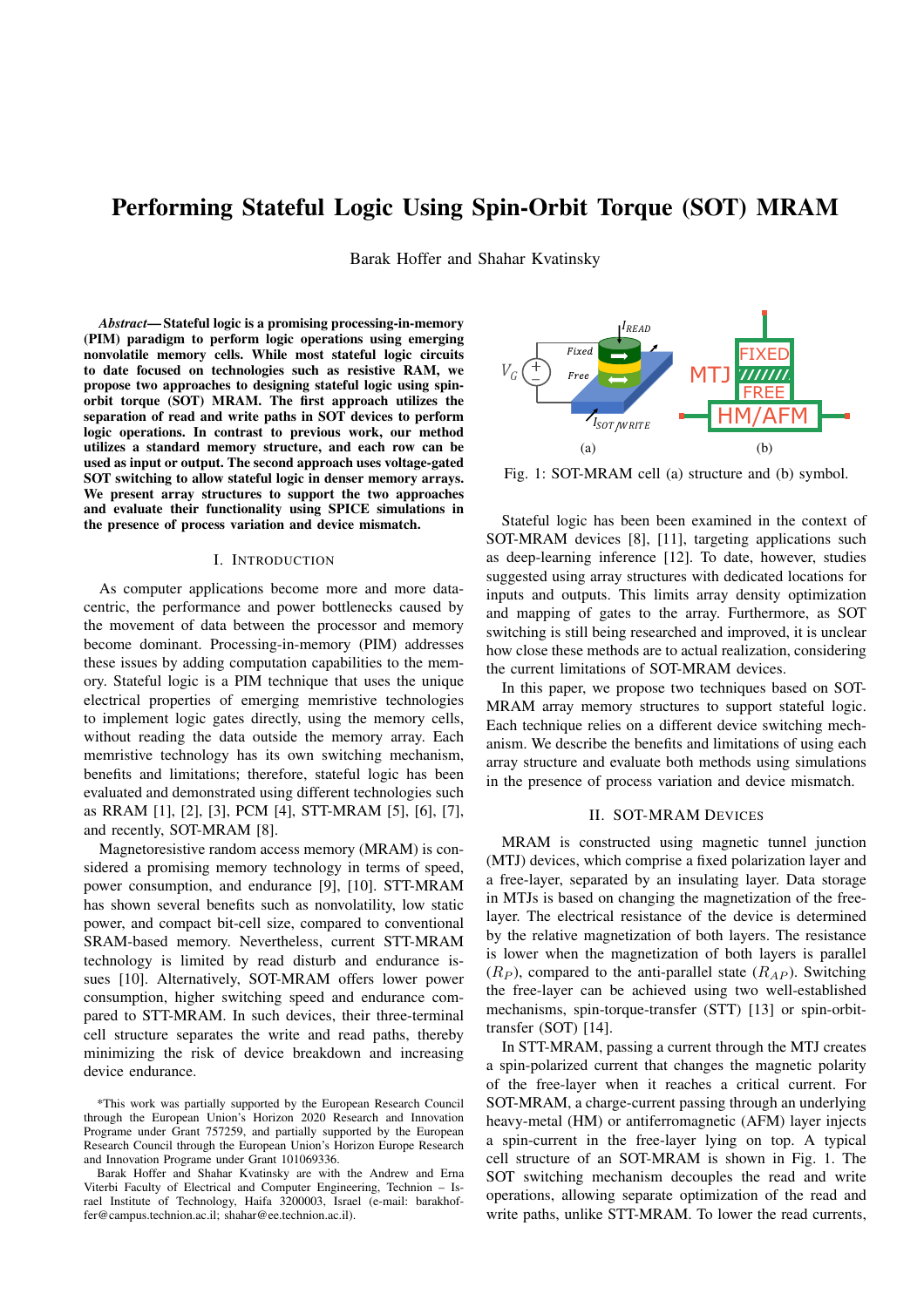# Performing Stateful Logic Using Spin-Orbit Torque (SOT) MRAM

Barak Hoffer and Shahar Kvatinsky

***Abstract*— Stateful logic is a promising processing-in-memory (PIM) paradigm to perform logic operations using emerging nonvolatile memory cells. While most stateful logic circuits to date focused on technologies such as resistive RAM, we propose two approaches to designing stateful logic using spin-orbit torque (SOT) MRAM. The first approach utilizes the separation of read and write paths in SOT devices to perform logic operations. In contrast to previous work, our method utilizes a standard memory structure, and each row can be used as input or output. The second approach uses voltage-gated SOT switching to allow stateful logic in denser memory arrays. We present array structures to support the two approaches and evaluate their functionality using SPICE simulations in the presence of process variation and device mismatch.**

## I. Introduction

As computer applications become more and more data-centric, the performance and power bottlenecks caused by the movement of data between the processor and memory become dominant. Processing-in-memory (PIM) addresses these issues by adding computation capabilities to the memory. Stateful logic is a PIM technique that uses the unique electrical properties of emerging memristive technologies to implement logic gates directly, using the memory cells, without reading the data outside the memory array. Each memristive technology has its own switching mechanism, benefits and limitations; therefore, stateful logic has been evaluated and demonstrated using different technologies such as RRAM [1], [2], [3], PCM [4], STT-MRAM [5], [6], [7], and recently, SOT-MRAM [8].

Magnetoresistive random access memory (MRAM) is considered a promising memory technology in terms of speed, power consumption, and endurance [9], [10]. STT-MRAM has shown several benefits such as nonvolatility, low static power, and compact bit-cell size, compared to conventional SRAM-based memory. Nevertheless, current STT-MRAM technology is limited by read disturb and endurance issues [10]. Alternatively, SOT-MRAM offers lower power consumption, higher switching speed and endurance compared to STT-MRAM. In such devices, their three-terminal cell structure separates the write and read paths, thereby minimizing the risk of device breakdown and increasing device endurance.

*This work was partially supported by the European Research Council through the European Union's Horizon 2020 Research and Innovation Programe under Grant 757259, and partially supported by the European Research Council through the European Union's Horizon Europe Research and Innovation Programe under Grant 101069336.

Barak Hoffer and Shahar Kvatinsky are with the Andrew and Erna Viterbi Faculty of Electrical and Computer Engineering, Technion – Israel Institute of Technology, Haifa 3200003, Israel (e-mail: barakhoffer@campus.technion.ac.il; shahar@ee.technion.ac.il).

Fig. 1: SOT-MRAM cell (a) structure and (b) symbol.

Stateful logic has been been examined in the context of SOT-MRAM devices [8], [11], targeting applications such as deep-learning inference [12]. To date, however, studies suggested using array structures with dedicated locations for inputs and outputs. This limits array density optimization and mapping of gates to the array. Furthermore, as SOT switching is still being researched and improved, it is unclear how close these methods are to actual realization, considering the current limitations of SOT-MRAM devices.

In this paper, we propose two techniques based on SOT-MRAM array memory structures to support stateful logic. Each technique relies on a different device switching mechanism. We describe the benefits and limitations of using each array structure and evaluate both methods using simulations in the presence of process variation and device mismatch.

## II. SOT-MRAM Devices

MRAM is constructed using magnetic tunnel junction (MTJ) devices, which comprise a fixed polarization layer and a free-layer, separated by an insulating layer. Data storage in MTJs is based on changing the magnetization of the free-layer. The electrical resistance of the device is determined by the relative magnetization of both layers. The resistance is lower when the magnetization of both layers is parallel ($R_P$), compared to the anti-parallel state ($R_{AP}$). Switching the free-layer can be achieved using two well-established mechanisms, spin-torque-transfer (STT) [13] or spin-orbit-transfer (SOT) [14].

In STT-MRAM, passing a current through the MTJ creates a spin-polarized current that changes the magnetic polarity of the free-layer when it reaches a critical current. For SOT-MRAM, a charge-current passing through an underlying heavy-metal (HM) or antiferromagnetic (AFM) layer injects a spin-current in the free-layer lying on top. A typical cell structure of an SOT-MRAM is shown in Fig. 1. The SOT switching mechanism decouples the read and write operations, allowing separate optimization of the read and write paths, unlike STT-MRAM. To lower the read currents,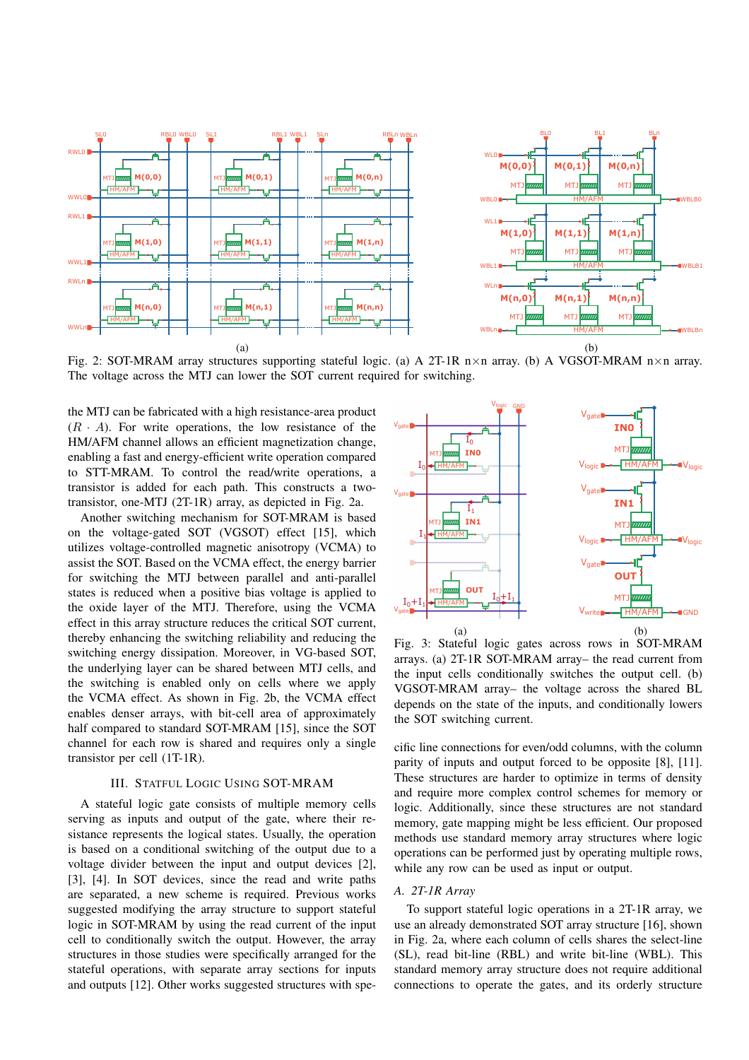Fig. 2: SOT-MRAM array structures supporting stateful logic. (a) A 2T-1R n×n array. (b) A VGSOT-MRAM n×n array. The voltage across the MTJ can lower the SOT current required for switching.

the MTJ can be fabricated with a high resistance-area product ($R \cdot A$). For write operations, the low resistance of the HM/AFM channel allows an efficient magnetization change, enabling a fast and energy-efficient write operation compared to STT-MRAM. To control the read/write operations, a transistor is added for each path. This constructs a two-transistor, one-MTJ (2T-1R) array, as depicted in Fig. 2a.

Another switching mechanism for SOT-MRAM is based on the voltage-gated SOT (VGSOT) effect [15], which utilizes voltage-controlled magnetic anisotropy (VCMA) to assist the SOT. Based on the VCMA effect, the energy barrier for switching the MTJ between parallel and anti-parallel states is reduced when a positive bias voltage is applied to the oxide layer of the MTJ. Therefore, using the VCMA effect in this array structure reduces the critical SOT current, thereby enhancing the switching reliability and reducing the switching energy dissipation. Moreover, in VG-based SOT, the underlying layer can be shared between MTJ cells, and the switching is enabled only on cells where we apply the VCMA effect. As shown in Fig. 2b, the VCMA effect enables denser arrays, with bit-cell area of approximately half compared to standard SOT-MRAM [15], since the SOT channel for each row is shared and requires only a single transistor per cell (1T-1R).

## III. Stateful Logic Using SOT-MRAM

A stateful logic gate consists of multiple memory cells serving as inputs and output of the gate, where their resistance represents the logical states. Usually, the operation is based on a conditional switching of the output due to a voltage divider between the input and output devices [2], [3], [4]. In SOT devices, since the read and write paths are separated, a new scheme is required. Previous works suggested modifying the array structure to support stateful logic in SOT-MRAM by using the read current of the input cell to conditionally switch the output. However, the array structures in those studies were specifically arranged for the stateful operations, with separate array sections for inputs and outputs [12]. Other works suggested structures with specific line connections for even/odd columns, with the column parity of inputs and output forced to be opposite [8], [11]. These structures are harder to optimize in terms of density and require more complex control schemes for memory or logic. Additionally, since these structures are not standard memory, gate mapping might be less efficient. Our proposed methods use standard memory array structures where logic operations can be performed just by operating multiple rows, while any row can be used as input or output.

Fig. 3: Stateful logic gates across rows in SOT-MRAM arrays. (a) 2T-1R SOT-MRAM array– the read current from the input cells conditionally switches the output cell. (b) VGSOT-MRAM array– the voltage across the shared BL depends on the state of the inputs, and conditionally lowers the SOT switching current.

### A. 2T-1R Array

To support stateful logic operations in a 2T-1R array, we use an already demonstrated SOT array structure [16], shown in Fig. 2a, where each column of cells shares the select-line (SL), read bit-line (RBL) and write bit-line (WBL). This standard memory array structure does not require additional connections to operate the gates, and its orderly structure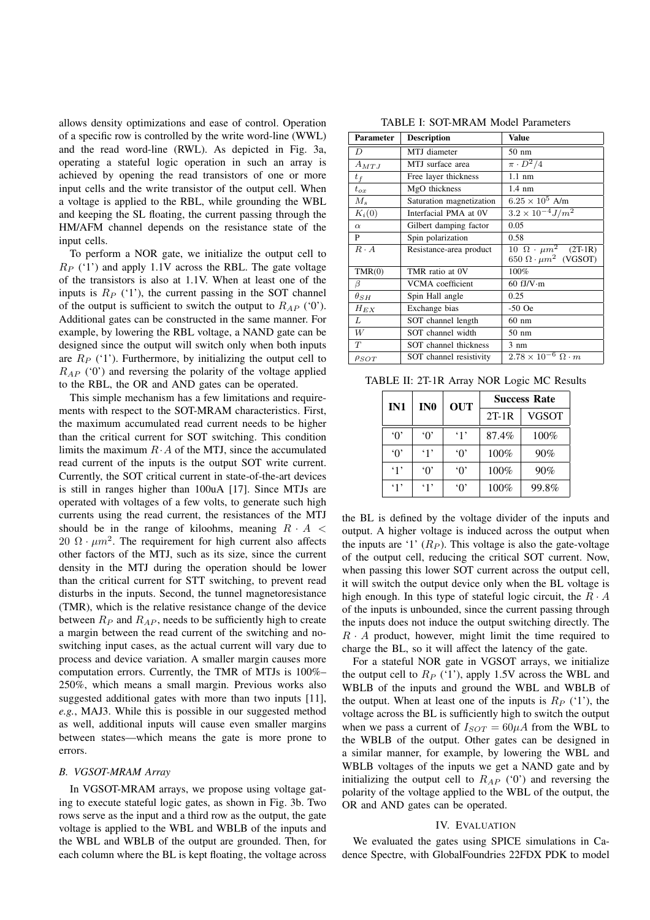allows density optimizations and ease of control. Operation of a specific row is controlled by the write word-line (WWL) and the read word-line (RWL). As depicted in Fig. 3a, operating a stateful logic operation in such an array is achieved by opening the read transistors of one or more input cells and the write transistor of the output cell. When a voltage is applied to the RBL, while grounding the WBL and keeping the SL floating, the current passing through the HM/AFM channel depends on the resistance state of the input cells.

To perform a NOR gate, we initialize the output cell to $R_P$ ('1') and apply 1.1V across the RBL. The gate voltage of the transistors is also at 1.1V. When at least one of the inputs is $R_P$ ('1'), the current passing in the SOT channel of the output is sufficient to switch the output to $R_{AP}$ ('0'). Additional gates can be constructed in the same manner. For example, by lowering the RBL voltage, a NAND gate can be designed since the output will switch only when both inputs are $R_P$ ('1'). Furthermore, by initializing the output cell to $R_{AP}$ ('0') and reversing the polarity of the voltage applied to the RBL, the OR and AND gates can be operated.

This simple mechanism has a few limitations and requirements with respect to the SOT-MRAM characteristics. First, the maximum accumulated read current needs to be higher than the critical current for SOT switching. This condition limits the maximum $R \cdot A$ of the MTJ, since the accumulated read current of the inputs is the output SOT write current. Currently, the SOT critical current in state-of-the-art devices is still in ranges higher than 100uA [17]. Since MTJs are operated with voltages of a few volts, to generate such high currents using the read current, the resistances of the MTJ should be in the range of kiloohms, meaning $R \cdot A < 20\ \Omega \cdot \mu m^2$. The requirement for high current also affects other factors of the MTJ, such as its size, since the current density in the MTJ during the operation should be lower than the critical current for STT switching, to prevent read disturbs in the inputs. Second, the tunnel magnetoresistance (TMR), which is the relative resistance change of the device between $R_P$ and $R_{AP}$, needs to be sufficiently high to create a margin between the read current of the switching and no-switching input cases, as the actual current will vary due to process and device variation. A smaller margin causes more computation errors. Currently, the TMR of MTJs is 100%–250%, which means a small margin. Previous works also suggested additional gates with more than two inputs [11], *e.g.*, MAJ3. While this is possible in our suggested method as well, additional inputs will cause even smaller margins between states—which means the gate is more prone to errors.

### B. VGSOT-MRAM Array

In VGSOT-MRAM arrays, we propose using voltage gating to execute stateful logic gates, as shown in Fig. 3b. Two rows serve as the input and a third row as the output, the gate voltage is applied to the WBL and WBLB of the inputs and the WBL and WBLB of the output are grounded. Then, for each column where the BL is kept floating, the voltage across the BL is defined by the voltage divider of the inputs and output. A higher voltage is induced across the output when the inputs are '1' ($R_P$). This voltage is also the gate-voltage of the output cell, reducing the critical SOT current. Now, when passing this lower SOT current across the output cell, it will switch the output device only when the BL voltage is high enough. In this type of stateful logic circuit, the $R \cdot A$ of the inputs is unbounded, since the current passing through the inputs does not induce the output switching directly. The $R \cdot A$ product, however, might limit the time required to charge the BL, so it will affect the latency of the gate.

For a stateful NOR gate in VGSOT arrays, we initialize the output cell to $R_P$ ('1'), apply 1.5V across the WBL and WBLB of the inputs and ground the WBL and WBLB of the output. When at least one of the inputs is $R_P$ ('1'), the voltage across the BL is sufficiently high to switch the output when we pass a current of $I_{SOT} = 60\mu A$ from the WBL to the WBLB of the output. Other gates can be designed in a similar manner, for example, by lowering the WBL and WBLB voltages of the inputs we get a NAND gate and by initializing the output cell to $R_{AP}$ ('0') and reversing the polarity of the voltage applied to the WBL of the output, the OR and AND gates can be operated.

TABLE I: SOT-MRAM Model Parameters

| Parameter | Description | Value |
|---|---|---|
| $D$ | MTJ diameter | 50 nm |
| $A_{MTJ}$ | MTJ surface area | $\pi \cdot D^2/4$ |
| $t_f$ | Free layer thickness | 1.1 nm |
| $t_{ox}$ | MgO thickness | 1.4 nm |
| $M_s$ | Saturation magnetization | $6.25 \times 10^5$ A/m |
| $K_i(0)$ | Interfacial PMA at 0V | $3.2 \times 10^{-4} J/m^2$ |
| $\alpha$ | Gilbert damping factor | 0.05 |
| P | Spin polarization | 0.58 |
| $R \cdot A$ | Resistance-area product | $10\ \Omega \cdot \mu m^2$ (2T-1R) $650\ \Omega \cdot \mu m^2$ (VGSOT) |
| TMR(0) | TMR ratio at 0V | 100% |
| $\beta$ | VCMA coefficient | 60 fJ/V·m |
| $\theta_{SH}$ | Spin Hall angle | 0.25 |
| $H_{EX}$ | Exchange bias | -50 Oe |
| $L$ | SOT channel length | 60 nm |
| $W$ | SOT channel width | 50 nm |
| $T$ | SOT channel thickness | 3 nm |
| $\rho_{SOT}$ | SOT channel resistivity | $2.78 \times 10^{-6}\ \Omega \cdot m$ |

TABLE II: 2T-1R Array NOR Logic MC Results

| IN1 | IN0 | OUT | Success Rate | |
|---|---|---|---|---|
| | | | 2T-1R | VGSOT |
| '0' | '0' | '1' | 87.4% | 100% |
| '0' | '1' | '0' | 100% | 90% |
| '1' | '0' | '0' | 100% | 90% |
| '1' | '1' | '0' | 100% | 99.8% |

## IV. Evaluation

We evaluated the gates using SPICE simulations in Cadence Spectre, with GlobalFoundries 22FDX PDK to model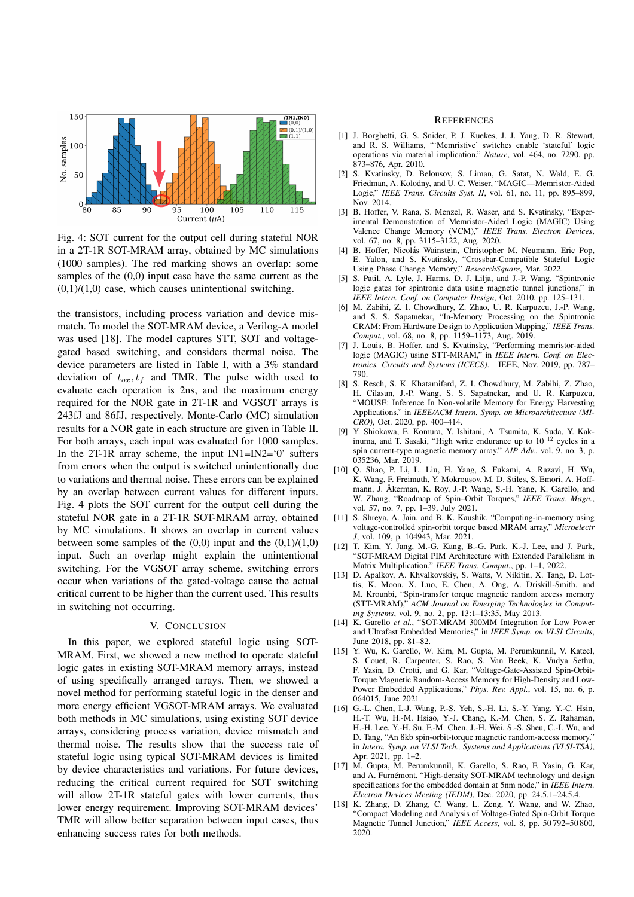150
100
50
0
No. samples
80 85 90 95 100 105 110 115
Current ($\mu$A)
(IN1,IN0)
(0,0)
(0,1)/(1,0)
(1,1)

Fig. 4: SOT current for the output cell during stateful NOR in a 2T-1R SOT-MRAM array, obtained by MC simulations (1000 samples). The red marking shows an overlap: some samples of the (0,0) input case have the same current as the (0,1)/(1,0) case, which causes unintentional switching.

the transistors, including process variation and device mismatch. To model the SOT-MRAM device, a Verilog-A model was used [18]. The model captures STT, SOT and voltage-gated based switching, and considers thermal noise. The device parameters are listed in Table I, with a 3% standard deviation of $t_{ox}, t_f$ and TMR. The pulse width used to evaluate each operation is 2ns, and the maximum energy required for the NOR gate in 2T-1R and VGSOT arrays is 243fJ and 86fJ, respectively. Monte-Carlo (MC) simulation results for a NOR gate in each structure are given in Table II. For both arrays, each input was evaluated for 1000 samples. In the 2T-1R array scheme, the input IN1=IN2='0' suffers from errors when the output is switched unintentionally due to variations and thermal noise. These errors can be explained by an overlap between current values for different inputs. Fig. 4 plots the SOT current for the output cell during the stateful NOR gate in a 2T-1R SOT-MRAM array, obtained by MC simulations. It shows an overlap in current values between some samples of the (0,0) input and the (0,1)/(1,0) input. Such an overlap might explain the unintentional switching. For the VGSOT array scheme, switching errors occur when variations of the gated-voltage cause the actual critical current to be higher than the current used. This results in switching not occurring.

## V. Conclusion

In this paper, we explored stateful logic using SOT-MRAM. First, we showed a new method to operate stateful logic gates in existing SOT-MRAM memory arrays, instead of using specifically arranged arrays. Then, we showed a novel method for performing stateful logic in the denser and more energy efficient VGSOT-MRAM arrays. We evaluated both methods in MC simulations, using existing SOT device arrays, considering process variation, device mismatch and thermal noise. The results show that the success rate of stateful logic using typical SOT-MRAM devices is limited by device characteristics and variations. For future devices, reducing the critical current required for SOT switching will allow 2T-1R stateful gates with lower currents, thus lower energy requirement. Improving SOT-MRAM devices' TMR will allow better separation between input cases, thus enhancing success rates for both methods.

## References

[1] J. Borghetti, G. S. Snider, P. J. Kuekes, J. J. Yang, D. R. Stewart, and R. S. Williams, "'Memristive' switches enable 'stateful' logic operations via material implication," *Nature*, vol. 464, no. 7290, pp. 873–876, Apr. 2010.

[2] S. Kvatinsky, G. Satat, N. Wald, E. G. Friedman, A. Kolodny, and U. C. Weiser, "MAGIC—Memristor-Aided Logic," *IEEE Trans. Circuits Syst. II*, vol. 61, no. 11, pp. 895–899, Nov. 2014.

[3] B. Hoffer, V. Rana, S. Menzel, R. Waser, and S. Kvatinsky, "Experimental Demonstration of Memristor-Aided Logic (MAGIC) Using Valence Change Memory (VCM)," *IEEE Trans. Electron Devices*, vol. 67, no. 8, pp. 3115–3122, Aug. 2020.

[4] B. Hoffer, Nicolás Wainstein, Christopher M. Neumann, Eric Pop, E. Yalon, and S. Kvatinsky, "Crossbar-Compatible Stateful Logic Using Phase Change Memory," *ResearchSquare*, Mar. 2022.

[5] S. Patil, A. Lyle, J. Harms, D. J. Lilja, and J.-P. Wang, "Spintronic logic gates for spintronic data using magnetic tunnel junctions," in *IEEE Intern. Conf. on Computer Design*, Oct. 2010, pp. 125–131.

[6] M. Zabihi, Z. I. Chowdhury, Z. Zhao, U. R. Karpuzcu, J.-P. Wang, and S. S. Sapatnekar, "In-Memory Processing on the Spintronic CRAM: From Hardware Design to Application Mapping," *IEEE Trans. Comput.*, vol. 68, no. 8, pp. 1159–1173, Aug. 2019.

[7] J. Louis, B. Hoffer, and S. Kvatinsky, "Performing memristor-aided logic (MAGIC) using STT-MRAM," in *IEEE Intern. Conf. on Electronics, Circuits and Systems (ICECS)*. IEEE, Nov. 2019, pp. 787–790.

[8] S. Resch, S. K. Khatamifard, Z. I. Chowdhury, M. Zabihi, Z. Zhao, H. Cilasun, J.-P. Wang, S. S. Sapatnekar, and U. R. Karpuzcu, "MOUSE: Inference In Non-volatile Memory for Energy Harvesting Applications," in *IEEE/ACM Intern. Symp. on Microarchitecture (MICRO)*, Oct. 2020, pp. 400–414.

[9] Y. Shiokawa, E. Komura, Y. Ishitani, A. Tsumita, K. Suda, Y. Kakinuma, and T. Sasaki, "High write endurance up to $10^{12}$ cycles in a spin current-type magnetic memory array," *AIP Adv.*, vol. 9, no. 3, p. 035236, Mar. 2019.

[10] Q. Shao, P. Li, L. Liu, H. Yang, S. Fukami, A. Razavi, H. Wu, K. Wang, F. Freimuth, Y. Mokrousov, M. D. Stiles, S. Emori, A. Hoffmann, J. Åkerman, K. Roy, J.-P. Wang, S.-H. Yang, K. Garello, and W. Zhang, "Roadmap of Spin–Orbit Torques," *IEEE Trans. Magn.*, vol. 57, no. 7, pp. 1–39, July 2021.

[11] S. Shreya, A. Jain, and B. K. Kaushik, "Computing-in-memory using voltage-controlled spin-orbit torque based MRAM array," *Microelectr J*, vol. 109, p. 104943, Mar. 2021.

[12] T. Kim, Y. Jang, M.-G. Kang, B.-G. Park, K.-J. Lee, and J. Park, "SOT-MRAM Digital PIM Architecture with Extended Parallelism in Matrix Multiplication," *IEEE Trans. Comput.*, pp. 1–1, 2022.

[13] D. Apalkov, A. Khvalkovskiy, S. Watts, V. Nikitin, X. Tang, D. Lottis, K. Moon, X. Luo, E. Chen, A. Ong, A. Driskill-Smith, and M. Krounbi, "Spin-transfer torque magnetic random access memory (STT-MRAM)," *ACM Journal on Emerging Technologies in Computing Systems*, vol. 9, no. 2, pp. 13:1–13:35, May 2013.

[14] K. Garello *et al.*, "SOT-MRAM 300MM Integration for Low Power and Ultrafast Embedded Memories," in *IEEE Symp. on VLSI Circuits*, June 2018, pp. 81–82.

[15] Y. Wu, K. Garello, W. Kim, M. Gupta, M. Perumkunnil, V. Kateel, S. Couet, R. Carpenter, S. Rao, S. Van Beek, K. Vudya Sethu, F. Yasin, D. Crotti, and G. Kar, "Voltage-Gate-Assisted Spin-Orbit-Torque Magnetic Random-Access Memory for High-Density and Low-Power Embedded Applications," *Phys. Rev. Appl.*, vol. 15, no. 6, p. 064015, June 2021.

[16] G.-L. Chen, I.-J. Wang, P.-S. Yeh, S.-H. Li, S.-Y. Yang, Y.-C. Hsin, H.-T. Wu, H.-M. Hsiao, Y.-J. Chang, K.-M. Chen, S. Z. Rahaman, H.-H. Lee, Y.-H. Su, F.-M. Chen, J.-H. Wei, S.-S. Sheu, C.-I. Wu, and D. Tang, "An 8kb spin-orbit-torque magnetic random-access memory," in *Intern. Symp. on VLSI Tech., Systems and Applications (VLSI-TSA)*, Apr. 2021, pp. 1–2.

[17] M. Gupta, M. Perumkunnil, K. Garello, S. Rao, F. Yasin, G. Kar, and A. Furnémont, "High-density SOT-MRAM technology and design specifications for the embedded domain at 5nm node," in *IEEE Intern. Electron Devices Meeting (IEDM)*, Dec. 2020, pp. 24.5.1–24.5.4.

[18] K. Zhang, D. Zhang, C. Wang, L. Zeng, Y. Wang, and W. Zhao, "Compact Modeling and Analysis of Voltage-Gated Spin-Orbit Torque Magnetic Tunnel Junction," *IEEE Access*, vol. 8, pp. 50 792–50 800, 2020.